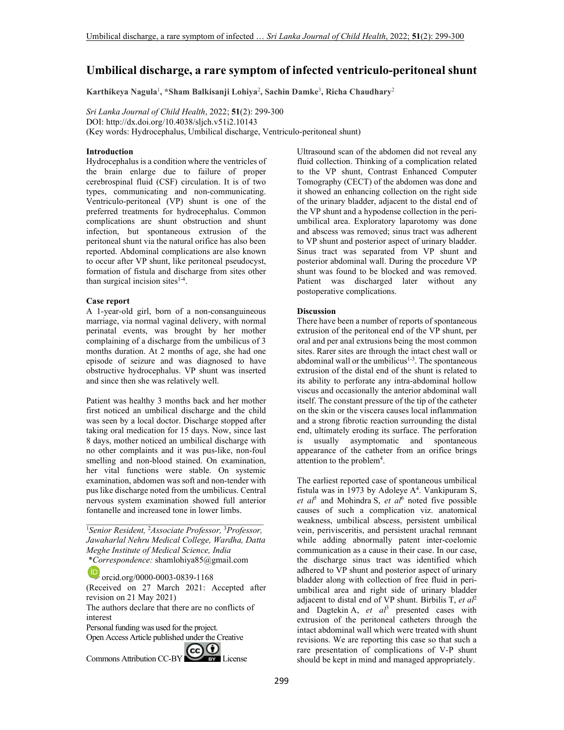# Umbilical discharge, a rare symptom of infected ventriculo-peritoneal shunt

**Karthikeya Nagula**[1], ***Sham Balkisanji Lohiya**[2], **Sachin Damke**[3], **Richa Chaudhary**[2]

*Sri Lanka Journal of Child Health*, 2022; **51**(2): 299-300
DOI: http://dx.doi.org/10.4038/sljch.v51i2.10143
(Key words: Hydrocephalus, Umbilical discharge, Ventriculo-peritoneal shunt)

**Introduction**

Hydrocephalus is a condition where the ventricles of the brain enlarge due to failure of proper cerebrospinal fluid (CSF) circulation. It is of two types, communicating and non-communicating. Ventriculo-peritoneal (VP) shunt is one of the preferred treatments for hydrocephalus. Common complications are shunt obstruction and shunt infection, but spontaneous extrusion of the peritoneal shunt via the natural orifice has also been reported. Abdominal complications are also known to occur after VP shunt, like peritoneal pseudocyst, formation of fistula and discharge from sites other than surgical incision sites[1-4].

**Case report**

A 1-year-old girl, born of a non-consanguineous marriage, via normal vaginal delivery, with normal perinatal events, was brought by her mother complaining of a discharge from the umbilicus of 3 months duration. At 2 months of age, she had one episode of seizure and was diagnosed to have obstructive hydrocephalus. VP shunt was inserted and since then she was relatively well.

Patient was healthy 3 months back and her mother first noticed an umbilical discharge and the child was seen by a local doctor. Discharge stopped after taking oral medication for 15 days. Now, since last 8 days, mother noticed an umbilical discharge with no other complaints and it was pus-like, non-foul smelling and non-blood stained. On examination, her vital functions were stable. On systemic examination, abdomen was soft and non-tender with pus like discharge noted from the umbilicus. Central nervous system examination showed full anterior fontanelle and increased tone in lower limbs.

---

[1]*Senior Resident,* [2]*Associate Professor,* [3]*Professor, Jawaharlal Nehru Medical College, Wardha, Datta Meghe Institute of Medical Science, India*
**Correspondence:* shamlohiya85@gmail.com

orcid.org/0000-0003-0839-1168

(Received on 27 March 2021: Accepted after revision on 21 May 2021)

The authors declare that there are no conflicts of interest

Personal funding was used for the project.

Open Access Article published under the Creative Commons Attribution CC-BY License

---

Ultrasound scan of the abdomen did not reveal any fluid collection. Thinking of a complication related to the VP shunt, Contrast Enhanced Computer Tomography (CECT) of the abdomen was done and it showed an enhancing collection on the right side of the urinary bladder, adjacent to the distal end of the VP shunt and a hypodense collection in the peri-umbilical area. Exploratory laparotomy was done and abscess was removed; sinus tract was adherent to VP shunt and posterior aspect of urinary bladder. Sinus tract was separated from VP shunt and posterior abdominal wall. During the procedure VP shunt was found to be blocked and was removed. Patient was discharged later without any postoperative complications.

**Discussion**

There have been a number of reports of spontaneous extrusion of the peritoneal end of the VP shunt, per oral and per anal extrusions being the most common sites. Rarer sites are through the intact chest wall or abdominal wall or the umbilicus[1-3]. The spontaneous extrusion of the distal end of the shunt is related to its ability to perforate any intra-abdominal hollow viscus and occasionally the anterior abdominal wall itself. The constant pressure of the tip of the catheter on the skin or the viscera causes local inflammation and a strong fibrotic reaction surrounding the distal end, ultimately eroding its surface. The perforation is usually asymptomatic and spontaneous appearance of the catheter from an orifice brings attention to the problem[4].

The earliest reported case of spontaneous umbilical fistula was in 1973 by Adoleye A[4]. Vankipuram S, *et al*[5] and Mohindra S, *et al*[6] noted five possible causes of such a complication viz. anatomical weakness, umbilical abscess, persistent umbilical vein, perivisceritis, and persistent urachal remnant while adding abnormally patent inter-coelomic communication as a cause in their case. In our case, the discharge sinus tract was identified which adhered to VP shunt and posterior aspect of urinary bladder along with collection of free fluid in peri-umbilical area and right side of urinary bladder adjacent to distal end of VP shunt. Birbilis T, *et al*[2] and Dagtekin A, *et al*[3] presented cases with extrusion of the peritoneal catheters through the intact abdominal wall which were treated with shunt revisions. We are reporting this case so that such a rare presentation of complications of V-P shunt should be kept in mind and managed appropriately.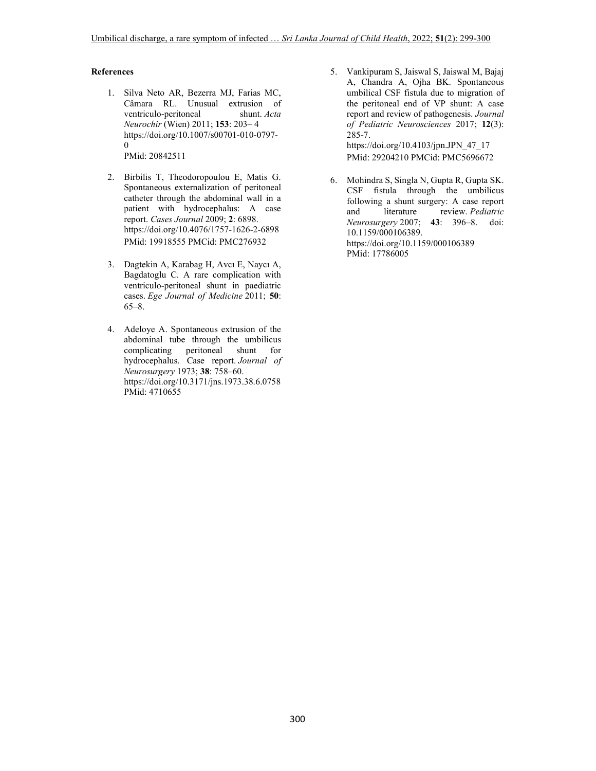## References

1. Silva Neto AR, Bezerra MJ, Farias MC, Câmara RL. Unusual extrusion of ventriculo-peritoneal shunt. *Acta Neurochir* (Wien) 2011; **153**: 203– 4 https://doi.org/10.1007/s00701-010-0797-0 PMid: 20842511

2. Birbilis T, Theodoropoulou E, Matis G. Spontaneous externalization of peritoneal catheter through the abdominal wall in a patient with hydrocephalus: A case report. *Cases Journal* 2009; **2**: 6898. https://doi.org/10.4076/1757-1626-2-6898 PMid: 19918555 PMCid: PMC276932

3. Dagtekin A, Karabag H, Avcı E, Naycı A, Bagdatoglu C. A rare complication with ventriculo-peritoneal shunt in paediatric cases. *Ege Journal of Medicine* 2011; **50**: 65–8.

4. Adeloye A. Spontaneous extrusion of the abdominal tube through the umbilicus complicating peritoneal shunt for hydrocephalus. Case report. *Journal of Neurosurgery* 1973; **38**: 758–60. https://doi.org/10.3171/jns.1973.38.6.0758 PMid: 4710655

5. Vankipuram S, Jaiswal S, Jaiswal M, Bajaj A, Chandra A, Ojha BK. Spontaneous umbilical CSF fistula due to migration of the peritoneal end of VP shunt: A case report and review of pathogenesis. *Journal of Pediatric Neurosciences* 2017; **12**(3): 285-7. https://doi.org/10.4103/jpn.JPN_47_17 PMid: 29204210 PMCid: PMC5696672

6. Mohindra S, Singla N, Gupta R, Gupta SK. CSF fistula through the umbilicus following a shunt surgery: A case report and literature review. *Pediatric Neurosurgery* 2007; **43**: 396–8. doi: 10.1159/000106389. https://doi.org/10.1159/000106389 PMid: 17786005